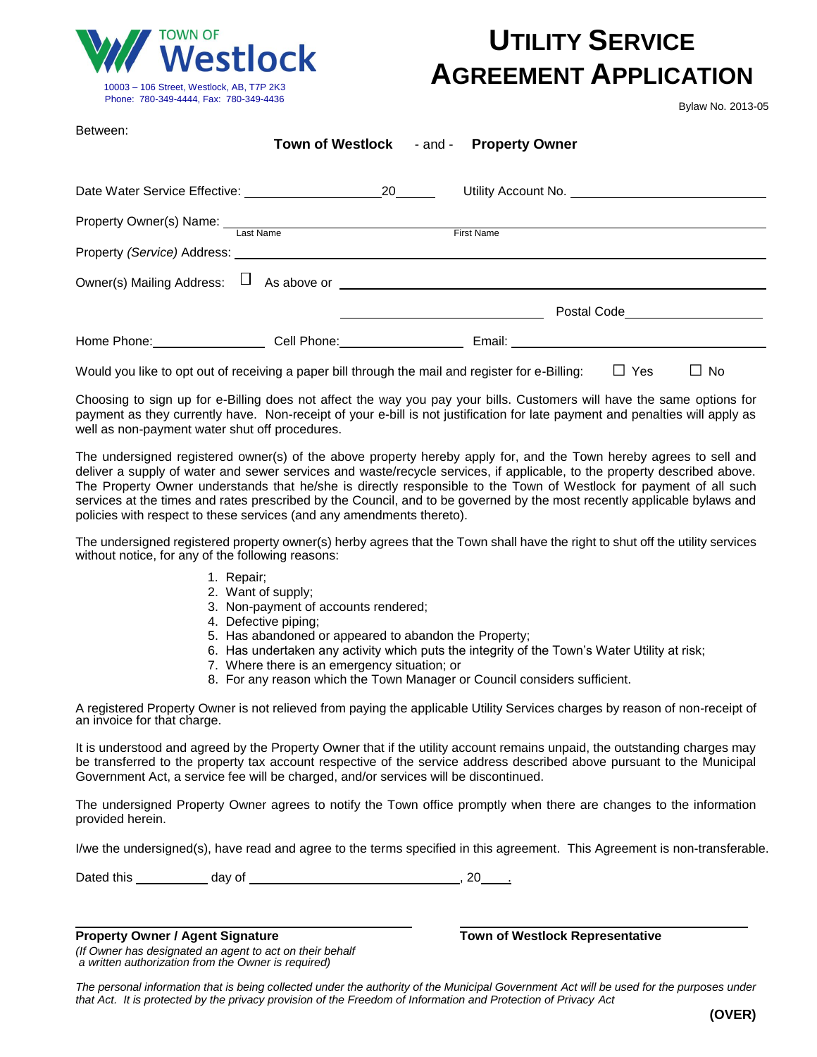**TOWN OF Westlock**

10003 – 106 Street, Westlock, AB, T7P 2K3
Phone: 780-349-4444, Fax: 780-349-4436

# UTILITY SERVICE AGREEMENT APPLICATION

Bylaw No. 2013-05

Between:

**Town of Westlock** - and - **Property Owner**

Date Water Service Effective: ____________________ 20______ Utility Account No. ______________________________

Property Owner(s) Name: ______________________________ ______________________________
Last Name First Name

Property *(Service)* Address: ____________________________________________________________

Owner(s) Mailing Address: ☐ As above or ____________________________________________________________

______________________________ Postal Code____________________

Home Phone:________________ Cell Phone:________________ Email: ______________________________

Would you like to opt out of receiving a paper bill through the mail and register for e-Billing: ☐ Yes ☐ No

Choosing to sign up for e-Billing does not affect the way you pay your bills. Customers will have the same options for payment as they currently have. Non-receipt of your e-bill is not justification for late payment and penalties will apply as well as non-payment water shut off procedures.

The undersigned registered owner(s) of the above property hereby apply for, and the Town hereby agrees to sell and deliver a supply of water and sewer services and waste/recycle services, if applicable, to the property described above. The Property Owner understands that he/she is directly responsible to the Town of Westlock for payment of all such services at the times and rates prescribed by the Council, and to be governed by the most recently applicable bylaws and policies with respect to these services (and any amendments thereto).

The undersigned registered property owner(s) herby agrees that the Town shall have the right to shut off the utility services without notice, for any of the following reasons:

1. Repair;
2. Want of supply;
3. Non-payment of accounts rendered;
4. Defective piping;
5. Has abandoned or appeared to abandon the Property;
6. Has undertaken any activity which puts the integrity of the Town's Water Utility at risk;
7. Where there is an emergency situation; or
8. For any reason which the Town Manager or Council considers sufficient.

A registered Property Owner is not relieved from paying the applicable Utility Services charges by reason of non-receipt of an invoice for that charge.

It is understood and agreed by the Property Owner that if the utility account remains unpaid, the outstanding charges may be transferred to the property tax account respective of the service address described above pursuant to the Municipal Government Act, a service fee will be charged, and/or services will be discontinued.

The undersigned Property Owner agrees to notify the Town office promptly when there are changes to the information provided herein.

I/we the undersigned(s), have read and agree to the terms specified in this agreement. This Agreement is non-transferable.

Dated this __________ day of ______________________________, 20____.

______________________________ ______________________________
**Property Owner / Agent Signature** **Town of Westlock Representative**
*(If Owner has designated an agent to act on their behalf a written authorization from the Owner is required)*

*The personal information that is being collected under the authority of the Municipal Government Act will be used for the purposes under that Act. It is protected by the privacy provision of the Freedom of Information and Protection of Privacy Act*

**(OVER)**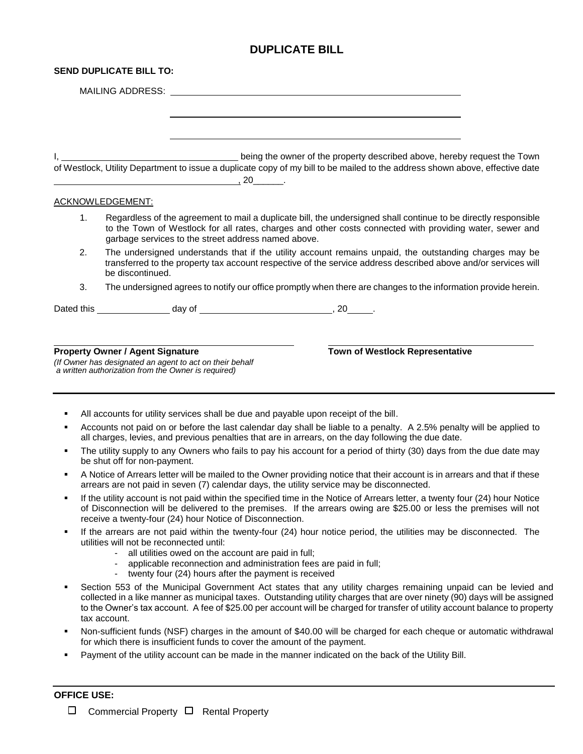# DUPLICATE BILL

**SEND DUPLICATE BILL TO:**

MAILING ADDRESS: ______________________________________________

______________________________________________

______________________________________________

I, __________________________ being the owner of the property described above, hereby request the Town of Westlock, Utility Department to issue a duplicate copy of my bill to be mailed to the address shown above, effective date __________________________, 20______.

ACKNOWLEDGEMENT:

1. Regardless of the agreement to mail a duplicate bill, the undersigned shall continue to be directly responsible to the Town of Westlock for all rates, charges and other costs connected with providing water, sewer and garbage services to the street address named above.
2. The undersigned understands that if the utility account remains unpaid, the outstanding charges may be transferred to the property tax account respective of the service address described above and/or services will be discontinued.
3. The undersigned agrees to notify our office promptly when there are changes to the information provide herein.

Dated this ______________ day of __________________________, 20_____.

______________________________ ______________________________

**Property Owner / Agent Signature** **Town of Westlock Representative**

*(If Owner has designated an agent to act on their behalf a written authorization from the Owner is required)*

---

- All accounts for utility services shall be due and payable upon receipt of the bill.
- Accounts not paid on or before the last calendar day shall be liable to a penalty. A 2.5% penalty will be applied to all charges, levies, and previous penalties that are in arrears, on the day following the due date.
- The utility supply to any Owners who fails to pay his account for a period of thirty (30) days from the due date may be shut off for non-payment.
- A Notice of Arrears letter will be mailed to the Owner providing notice that their account is in arrears and that if these arrears are not paid in seven (7) calendar days, the utility service may be disconnected.
- If the utility account is not paid within the specified time in the Notice of Arrears letter, a twenty four (24) hour Notice of Disconnection will be delivered to the premises. If the arrears owing are $25.00 or less the premises will not receive a twenty-four (24) hour Notice of Disconnection.
- If the arrears are not paid within the twenty-four (24) hour notice period, the utilities may be disconnected. The utilities will not be reconnected until:
  - all utilities owed on the account are paid in full;
  - applicable reconnection and administration fees are paid in full;
  - twenty four (24) hours after the payment is received
- Section 553 of the Municipal Government Act states that any utility charges remaining unpaid can be levied and collected in a like manner as municipal taxes. Outstanding utility charges that are over ninety (90) days will be assigned to the Owner's tax account. A fee of $25.00 per account will be charged for transfer of utility account balance to property tax account.
- Non-sufficient funds (NSF) charges in the amount of $40.00 will be charged for each cheque or automatic withdrawal for which there is insufficient funds to cover the amount of the payment.
- Payment of the utility account can be made in the manner indicated on the back of the Utility Bill.

---

**OFFICE USE:**

☐ Commercial Property ☐ Rental Property